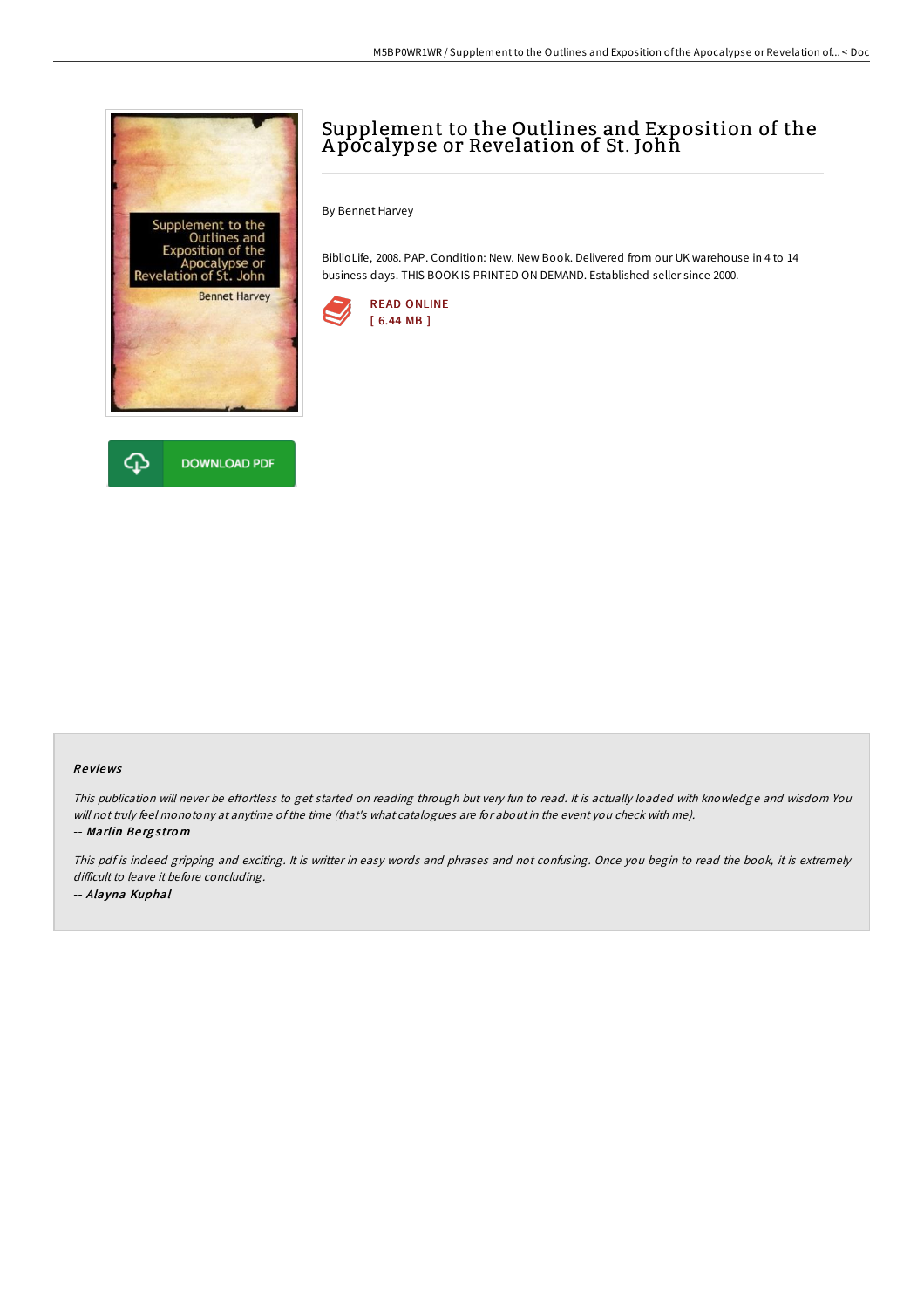# Supplement to the Outlines and Exposition of the Apocalypse or Revelation of St. John

By Bennet Harvey

BiblioLife, 2008. PAP. Condition: New. New Book. Delivered from our UK warehouse in 4 to 14 business days. THIS BOOK IS PRINTED ON DEMAND. Established seller since 2000.

READ ONLINE
[ 6.44 MB ]

DOWNLOAD PDF

### Reviews

*This publication will never be effortless to get started on reading through but very fun to read. It is actually loaded with knowledge and wisdom You will not truly feel monotony at anytime of the time (that's what catalogues are for about in the event you check with me).*

-- ***Marlin Bergstrom***

*This pdf is indeed gripping and exciting. It is writter in easy words and phrases and not confusing. Once you begin to read the book, it is extremely difficult to leave it before concluding.*

-- ***Alayna Kuphal***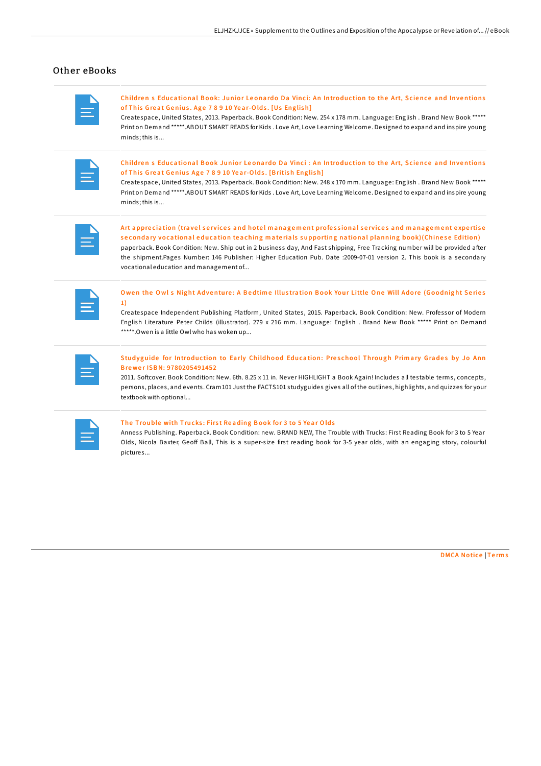## Other eBooks

**Children s Educational Book: Junior Leonardo Da Vinci: An Introduction to the Art, Science and Inventions of This Great Genius. Age 7 8 9 10 Year-Olds. [Us English]**

Createspace, United States, 2013. Paperback. Book Condition: New. 254 x 178 mm. Language: English . Brand New Book ***** Print on Demand *****.ABOUT SMART READS for Kids . Love Art, Love Learning Welcome. Designed to expand and inspire young minds; this is...

**Children s Educational Book Junior Leonardo Da Vinci : An Introduction to the Art, Science and Inventions of This Great Genius Age 7 8 9 10 Year-Olds. [British English]**

Createspace, United States, 2013. Paperback. Book Condition: New. 248 x 170 mm. Language: English . Brand New Book ***** Print on Demand *****.ABOUT SMART READS for Kids . Love Art, Love Learning Welcome. Designed to expand and inspire young minds; this is...

**Art appreciation (travel services and hotel management professional services and management expertise secondary vocational education teaching materials supporting national planning book)(Chinese Edition)**

paperback. Book Condition: New. Ship out in 2 business day, And Fast shipping, Free Tracking number will be provided after the shipment.Pages Number: 146 Publisher: Higher Education Pub. Date :2009-07-01 version 2. This book is a secondary vocational education and management of...

**Owen the Owl s Night Adventure: A Bedtime Illustration Book Your Little One Will Adore (Goodnight Series 1)**

Createspace Independent Publishing Platform, United States, 2015. Paperback. Book Condition: New. Professor of Modern English Literature Peter Childs (illustrator). 279 x 216 mm. Language: English . Brand New Book ***** Print on Demand *****.Owen is a little Owl who has woken up...

**Studyguide for Introduction to Early Childhood Education: Preschool Through Primary Grades by Jo Ann Brewer ISBN: 9780205491452**

2011. Softcover. Book Condition: New. 6th. 8.25 x 11 in. Never HIGHLIGHT a Book Again! Includes all testable terms, concepts, persons, places, and events. Cram101 Just the FACTS101 studyguides gives all of the outlines, highlights, and quizzes for your textbook with optional...

**The Trouble with Trucks: First Reading Book for 3 to 5 Year Olds**

Anness Publishing. Paperback. Book Condition: new. BRAND NEW, The Trouble with Trucks: First Reading Book for 3 to 5 Year Olds, Nicola Baxter, Geoff Ball, This is a super-size first reading book for 3-5 year olds, with an engaging story, colourful pictures...

DMCA Notice | Terms